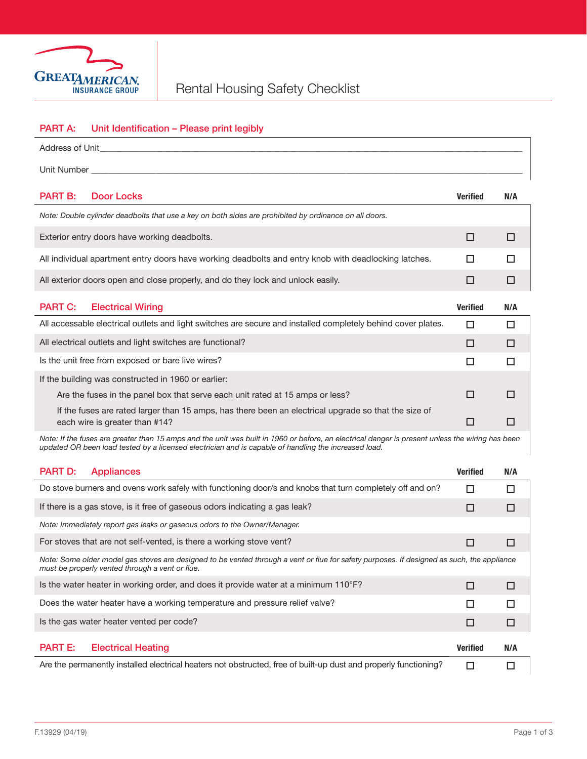GREAT AMERICAN INSURANCE GROUP

# Rental Housing Safety Checklist

## PART A: Unit Identification – Please print legibly

Address of Unit\_\_\_\_\_\_\_\_\_\_\_\_\_\_\_\_\_\_\_\_\_\_\_\_\_\_\_\_\_\_\_\_\_\_\_\_\_\_\_\_

Unit Number \_\_\_\_\_\_\_\_\_\_\_\_\_\_\_\_\_\_\_\_\_\_\_\_\_\_\_\_\_\_\_\_\_\_\_\_\_\_\_\_

## PART B: Door Locks

*Note: Double cylinder deadbolts that use a key on both sides are prohibited by ordinance on all doors.*

| | Verified | N/A |
|---|---|---|
| Exterior entry doors have working deadbolts. | ☐ | ☐ |
| All individual apartment entry doors have working deadbolts and entry knob with deadlocking latches. | ☐ | ☐ |
| All exterior doors open and close properly, and do they lock and unlock easily. | ☐ | ☐ |

## PART C: Electrical Wiring

| | Verified | N/A |
|---|---|---|
| All accessable electrical outlets and light switches are secure and installed completely behind cover plates. | ☐ | ☐ |
| All electrical outlets and light switches are functional? | ☐ | ☐ |
| Is the unit free from exposed or bare live wires? | ☐ | ☐ |
| If the building was constructed in 1960 or earlier: | | |
| Are the fuses in the panel box that serve each unit rated at 15 amps or less? | ☐ | ☐ |
| If the fuses are rated larger than 15 amps, has there been an electrical upgrade so that the size of each wire is greater than #14? | ☐ | ☐ |

*Note: If the fuses are greater than 15 amps and the unit was built in 1960 or before, an electrical danger is present unless the wiring has been updated OR been load tested by a licensed electrician and is capable of handling the increased load.*

## PART D: Appliances

| | Verified | N/A |
|---|---|---|
| Do stove burners and ovens work safely with functioning door/s and knobs that turn completely off and on? | ☐ | ☐ |
| If there is a gas stove, is it free of gaseous odors indicating a gas leak? | ☐ | ☐ |

*Note: Immediately report gas leaks or gaseous odors to the Owner/Manager.*

| | Verified | N/A |
|---|---|---|
| For stoves that are not self-vented, is there a working stove vent? | ☐ | ☐ |

*Note: Some older model gas stoves are designed to be vented through a vent or flue for safety purposes. If designed as such, the appliance must be properly vented through a vent or flue.*

| | Verified | N/A |
|---|---|---|
| Is the water heater in working order, and does it provide water at a minimum 110°F? | ☐ | ☐ |
| Does the water heater have a working temperature and pressure relief valve? | ☐ | ☐ |
| Is the gas water heater vented per code? | ☐ | ☐ |

## PART E: Electrical Heating

| | Verified | N/A |
|---|---|---|
| Are the permanently installed electrical heaters not obstructed, free of built-up dust and properly functioning? | ☐ | ☐ |

F.13929 (04/19)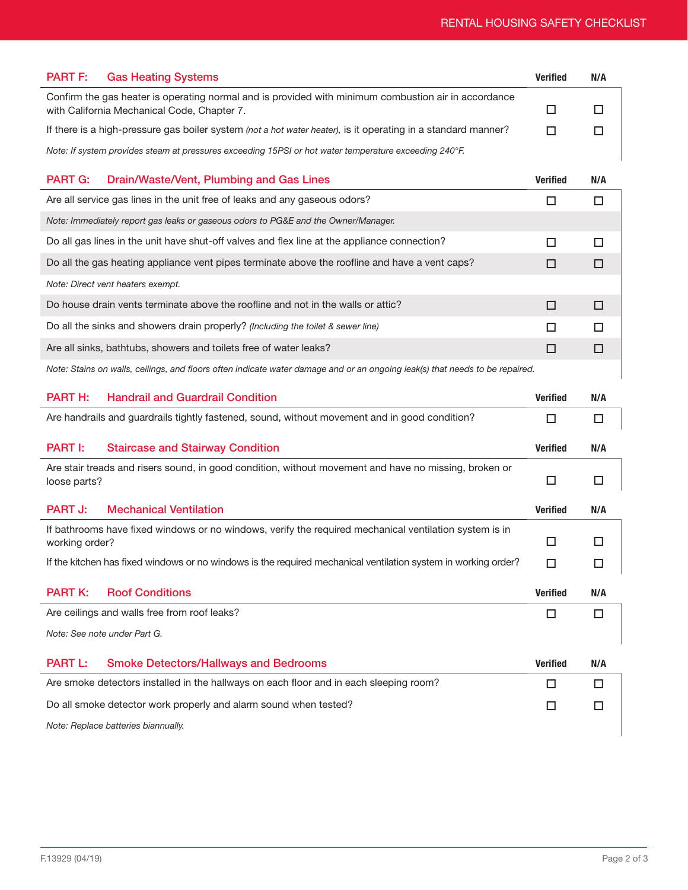## PART F: Gas Heating Systems

| | Verified | N/A |
|---|---|---|
| Confirm the gas heater is operating normal and is provided with minimum combustion air in accordance with California Mechanical Code, Chapter 7. | ☐ | ☐ |
| If there is a high-pressure gas boiler system *(not a hot water heater),* is it operating in a standard manner? | ☐ | ☐ |
| *Note: If system provides steam at pressures exceeding 15PSI or hot water temperature exceeding 240°F.* | | |

## PART G: Drain/Waste/Vent, Plumbing and Gas Lines

| | Verified | N/A |
|---|---|---|
| Are all service gas lines in the unit free of leaks and any gaseous odors? | ☐ | ☐ |
| *Note: Immediately report gas leaks or gaseous odors to PG&E and the Owner/Manager.* | | |
| Do all gas lines in the unit have shut-off valves and flex line at the appliance connection? | ☐ | ☐ |
| Do all the gas heating appliance vent pipes terminate above the roofline and have a vent caps? | ☐ | ☐ |
| *Note: Direct vent heaters exempt.* | | |
| Do house drain vents terminate above the roofline and not in the walls or attic? | ☐ | ☐ |
| Do all the sinks and showers drain properly? *(Including the toilet & sewer line)* | ☐ | ☐ |
| Are all sinks, bathtubs, showers and toilets free of water leaks? | ☐ | ☐ |
| *Note: Stains on walls, ceilings, and floors often indicate water damage and or an ongoing leak(s) that needs to be repaired.* | | |

## PART H: Handrail and Guardrail Condition

| | Verified | N/A |
|---|---|---|
| Are handrails and guardrails tightly fastened, sound, without movement and in good condition? | ☐ | ☐ |

## PART I: Staircase and Stairway Condition

| | Verified | N/A |
|---|---|---|
| Are stair treads and risers sound, in good condition, without movement and have no missing, broken or loose parts? | ☐ | ☐ |

## PART J: Mechanical Ventilation

| | Verified | N/A |
|---|---|---|
| If bathrooms have fixed windows or no windows, verify the required mechanical ventilation system is in working order? | ☐ | ☐ |
| If the kitchen has fixed windows or no windows is the required mechanical ventilation system in working order? | ☐ | ☐ |

## PART K: Roof Conditions

| | Verified | N/A |
|---|---|---|
| Are ceilings and walls free from roof leaks? | ☐ | ☐ |
| *Note: See note under Part G.* | | |

## PART L: Smoke Detectors/Hallways and Bedrooms

| | Verified | N/A |
|---|---|---|
| Are smoke detectors installed in the hallways on each floor and in each sleeping room? | ☐ | ☐ |
| Do all smoke detector work properly and alarm sound when tested? | ☐ | ☐ |
| *Note: Replace batteries biannually.* | | |

F.13929 (04/19)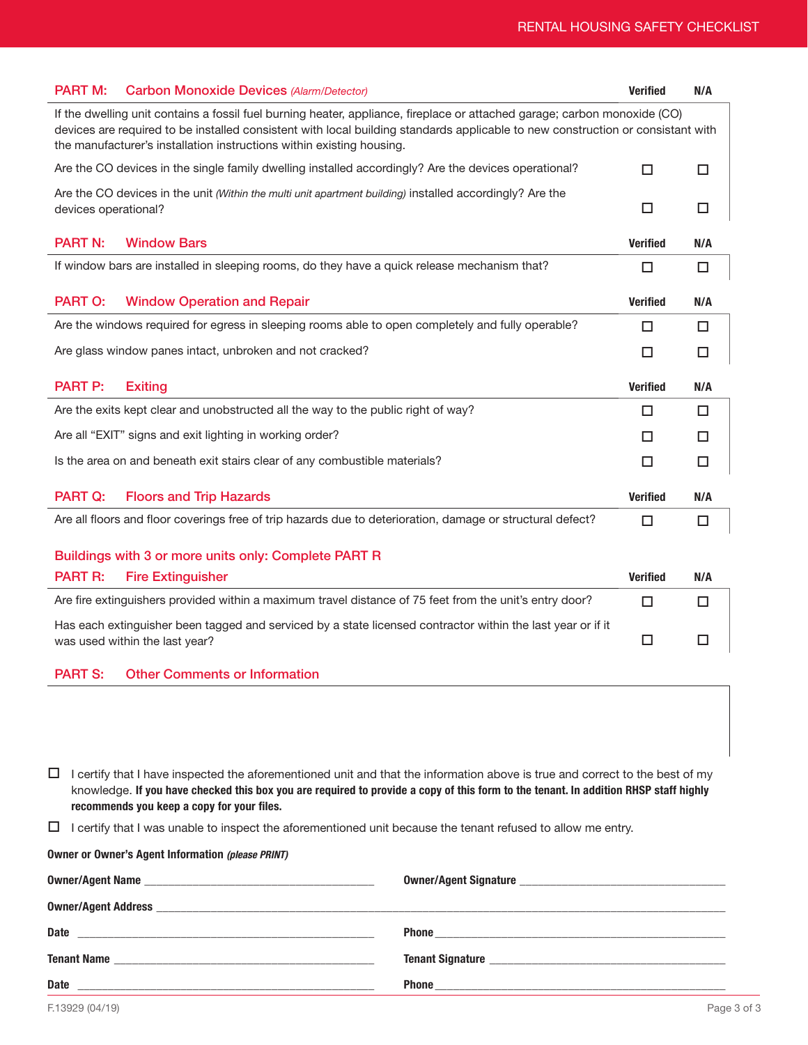## PART M: Carbon Monoxide Devices *(Alarm/Detector)*

| | Verified | N/A |
|---|---|---|
| If the dwelling unit contains a fossil fuel burning heater, appliance, fireplace or attached garage; carbon monoxide (CO) devices are required to be installed consistent with local building standards applicable to new construction or consistant with the manufacturer's installation instructions within existing housing. | | |
| Are the CO devices in the single family dwelling installed accordingly? Are the devices operational? | ☐ | ☐ |
| Are the CO devices in the unit *(Within the multi unit apartment building)* installed accordingly? Are the devices operational? | ☐ | ☐ |

## PART N: Window Bars

| | Verified | N/A |
|---|---|---|
| If window bars are installed in sleeping rooms, do they have a quick release mechanism that? | ☐ | ☐ |

## PART O: Window Operation and Repair

| | Verified | N/A |
|---|---|---|
| Are the windows required for egress in sleeping rooms able to open completely and fully operable? | ☐ | ☐ |
| Are glass window panes intact, unbroken and not cracked? | ☐ | ☐ |

## PART P: Exiting

| | Verified | N/A |
|---|---|---|
| Are the exits kept clear and unobstructed all the way to the public right of way? | ☐ | ☐ |
| Are all "EXIT" signs and exit lighting in working order? | ☐ | ☐ |
| Is the area on and beneath exit stairs clear of any combustible materials? | ☐ | ☐ |

## PART Q: Floors and Trip Hazards

| | Verified | N/A |
|---|---|---|
| Are all floors and floor coverings free of trip hazards due to deterioration, damage or structural defect? | ☐ | ☐ |

### Buildings with 3 or more units only: Complete PART R

## PART R: Fire Extinguisher

| | Verified | N/A |
|---|---|---|
| Are fire extinguishers provided within a maximum travel distance of 75 feet from the unit's entry door? | ☐ | ☐ |
| Has each extinguisher been tagged and serviced by a state licensed contractor within the last year or if it was used within the last year? | ☐ | ☐ |

## PART S: Other Comments or Information

☐ I certify that I have inspected the aforementioned unit and that the information above is true and correct to the best of my knowledge. **If you have checked this box you are required to provide a copy of this form to the tenant. In addition RHSP staff highly recommends you keep a copy for your files.**

☐ I certify that I was unable to inspect the aforementioned unit because the tenant refused to allow me entry.

**Owner or Owner's Agent Information** ***(please PRINT)***

**Owner/Agent Name** ____________________ **Owner/Agent Signature** ____________________

**Owner/Agent Address** ____________________

**Date** ____________________ **Phone** ____________________

**Tenant Name** ____________________ **Tenant Signature** ____________________

**Date** ____________________ **Phone** ____________________

F.13929 (04/19)